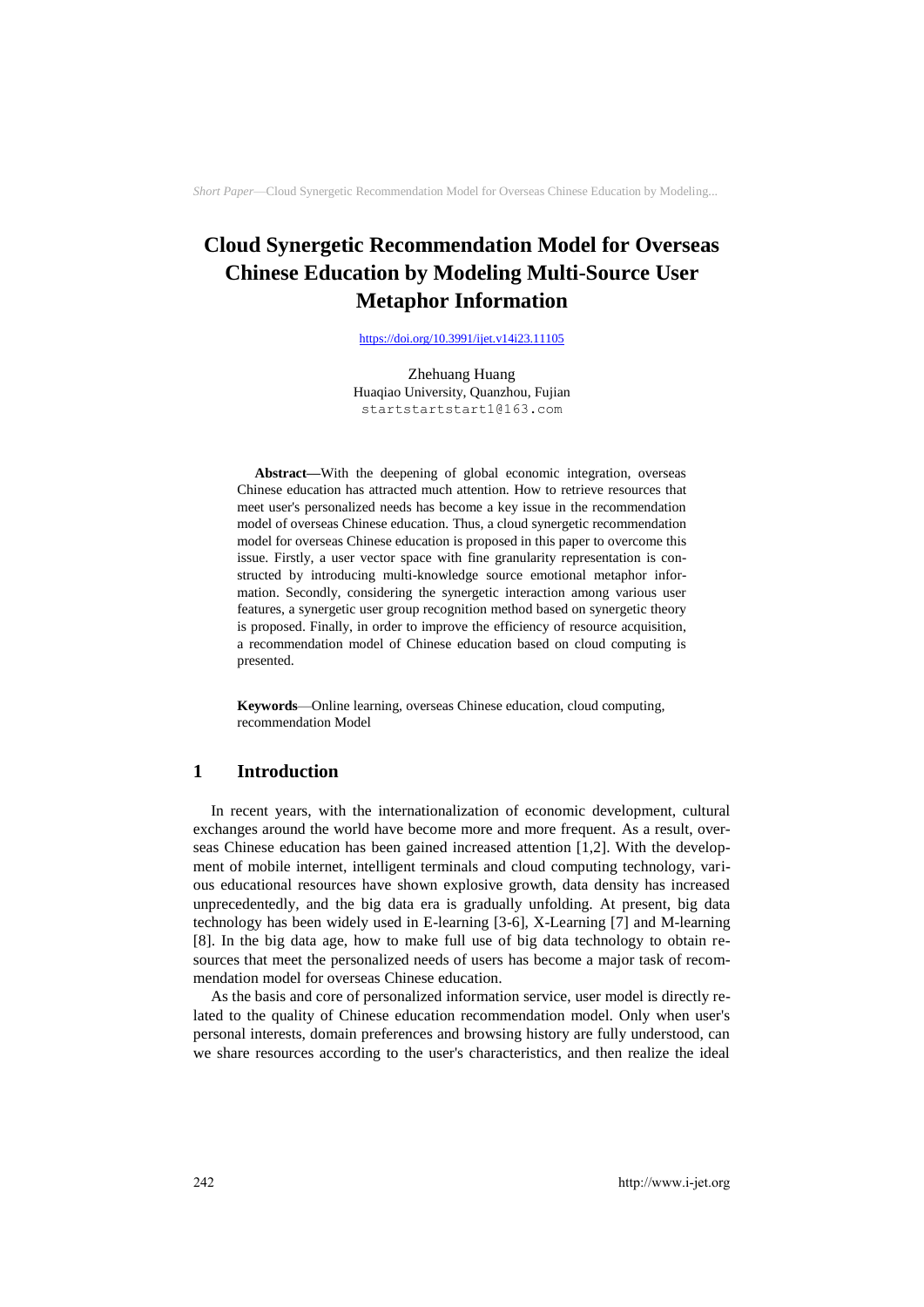# Cloud Synergetic Recommendation Model for Overseas Chinese Education by Modeling Multi-Source User Metaphor Information

https://doi.org/10.3991/ijet.v14i23.11105

Zhehuang Huang
Huaqiao University, Quanzhou, Fujian
startstartstart1@163.com

**Abstract—**With the deepening of global economic integration, overseas Chinese education has attracted much attention. How to retrieve resources that meet user's personalized needs has become a key issue in the recommendation model of overseas Chinese education. Thus, a cloud synergetic recommendation model for overseas Chinese education is proposed in this paper to overcome this issue. Firstly, a user vector space with fine granularity representation is constructed by introducing multi-knowledge source emotional metaphor information. Secondly, considering the synergetic interaction among various user features, a synergetic user group recognition method based on synergetic theory is proposed. Finally, in order to improve the efficiency of resource acquisition, a recommendation model of Chinese education based on cloud computing is presented.

**Keywords**—Online learning, overseas Chinese education, cloud computing, recommendation Model

## 1 Introduction

In recent years, with the internationalization of economic development, cultural exchanges around the world have become more and more frequent. As a result, overseas Chinese education has been gained increased attention [1,2]. With the development of mobile internet, intelligent terminals and cloud computing technology, various educational resources have shown explosive growth, data density has increased unprecedentedly, and the big data era is gradually unfolding. At present, big data technology has been widely used in E-learning [3-6], X-Learning [7] and M-learning [8]. In the big data age, how to make full use of big data technology to obtain resources that meet the personalized needs of users has become a major task of recommendation model for overseas Chinese education.

As the basis and core of personalized information service, user model is directly related to the quality of Chinese education recommendation model. Only when user's personal interests, domain preferences and browsing history are fully understood, can we share resources according to the user's characteristics, and then realize the ideal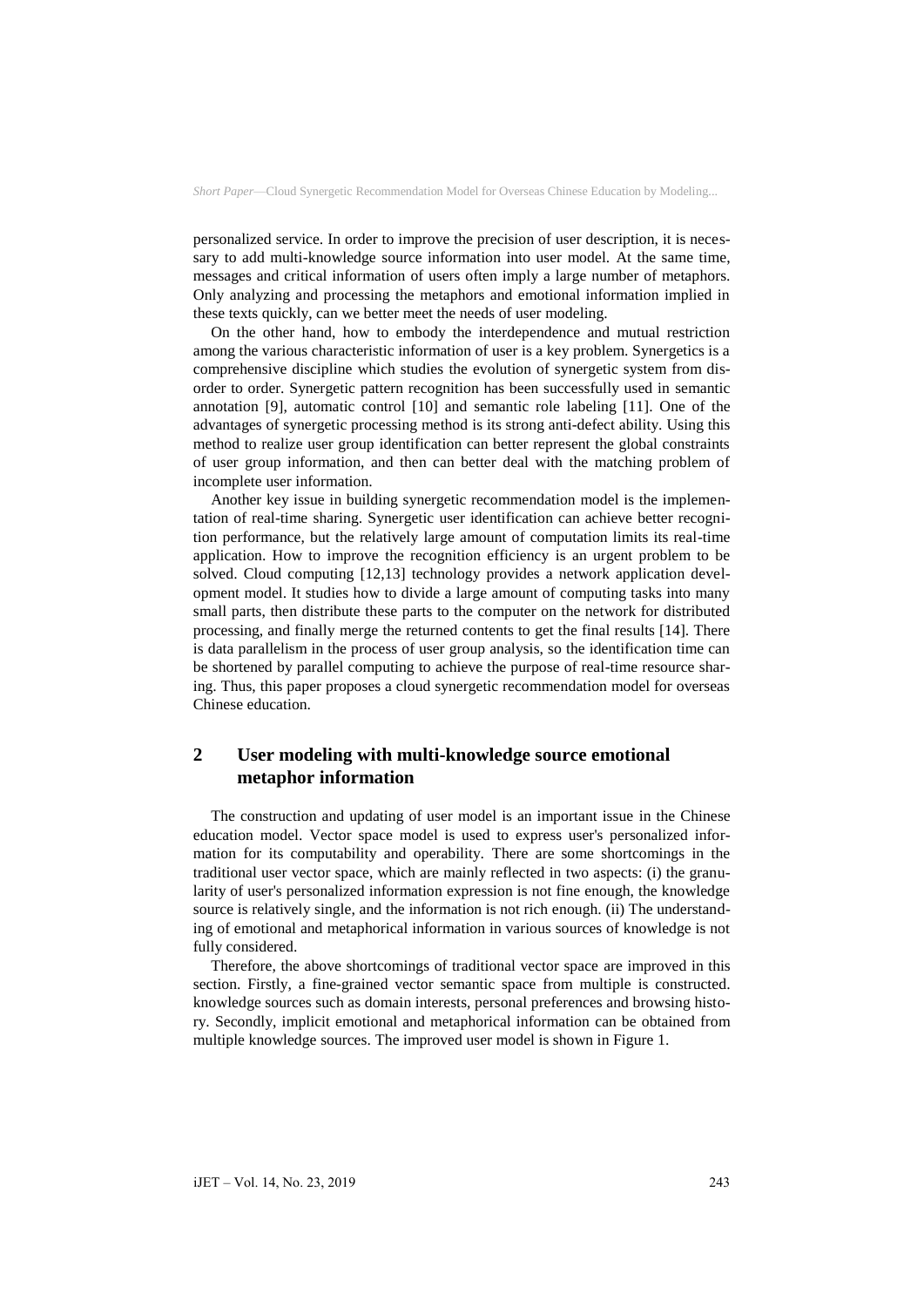personalized service. In order to improve the precision of user description, it is necessary to add multi-knowledge source information into user model. At the same time, messages and critical information of users often imply a large number of metaphors. Only analyzing and processing the metaphors and emotional information implied in these texts quickly, can we better meet the needs of user modeling.

On the other hand, how to embody the interdependence and mutual restriction among the various characteristic information of user is a key problem. Synergetics is a comprehensive discipline which studies the evolution of synergetic system from disorder to order. Synergetic pattern recognition has been successfully used in semantic annotation [9], automatic control [10] and semantic role labeling [11]. One of the advantages of synergetic processing method is its strong anti-defect ability. Using this method to realize user group identification can better represent the global constraints of user group information, and then can better deal with the matching problem of incomplete user information.

Another key issue in building synergetic recommendation model is the implementation of real-time sharing. Synergetic user identification can achieve better recognition performance, but the relatively large amount of computation limits its real-time application. How to improve the recognition efficiency is an urgent problem to be solved. Cloud computing [12,13] technology provides a network application development model. It studies how to divide a large amount of computing tasks into many small parts, then distribute these parts to the computer on the network for distributed processing, and finally merge the returned contents to get the final results [14]. There is data parallelism in the process of user group analysis, so the identification time can be shortened by parallel computing to achieve the purpose of real-time resource sharing. Thus, this paper proposes a cloud synergetic recommendation model for overseas Chinese education.

## 2 User modeling with multi-knowledge source emotional metaphor information

The construction and updating of user model is an important issue in the Chinese education model. Vector space model is used to express user's personalized information for its computability and operability. There are some shortcomings in the traditional user vector space, which are mainly reflected in two aspects: (i) the granularity of user's personalized information expression is not fine enough, the knowledge source is relatively single, and the information is not rich enough. (ii) The understanding of emotional and metaphorical information in various sources of knowledge is not fully considered.

Therefore, the above shortcomings of traditional vector space are improved in this section. Firstly, a fine-grained vector semantic space from multiple is constructed. knowledge sources such as domain interests, personal preferences and browsing history. Secondly, implicit emotional and metaphorical information can be obtained from multiple knowledge sources. The improved user model is shown in Figure 1.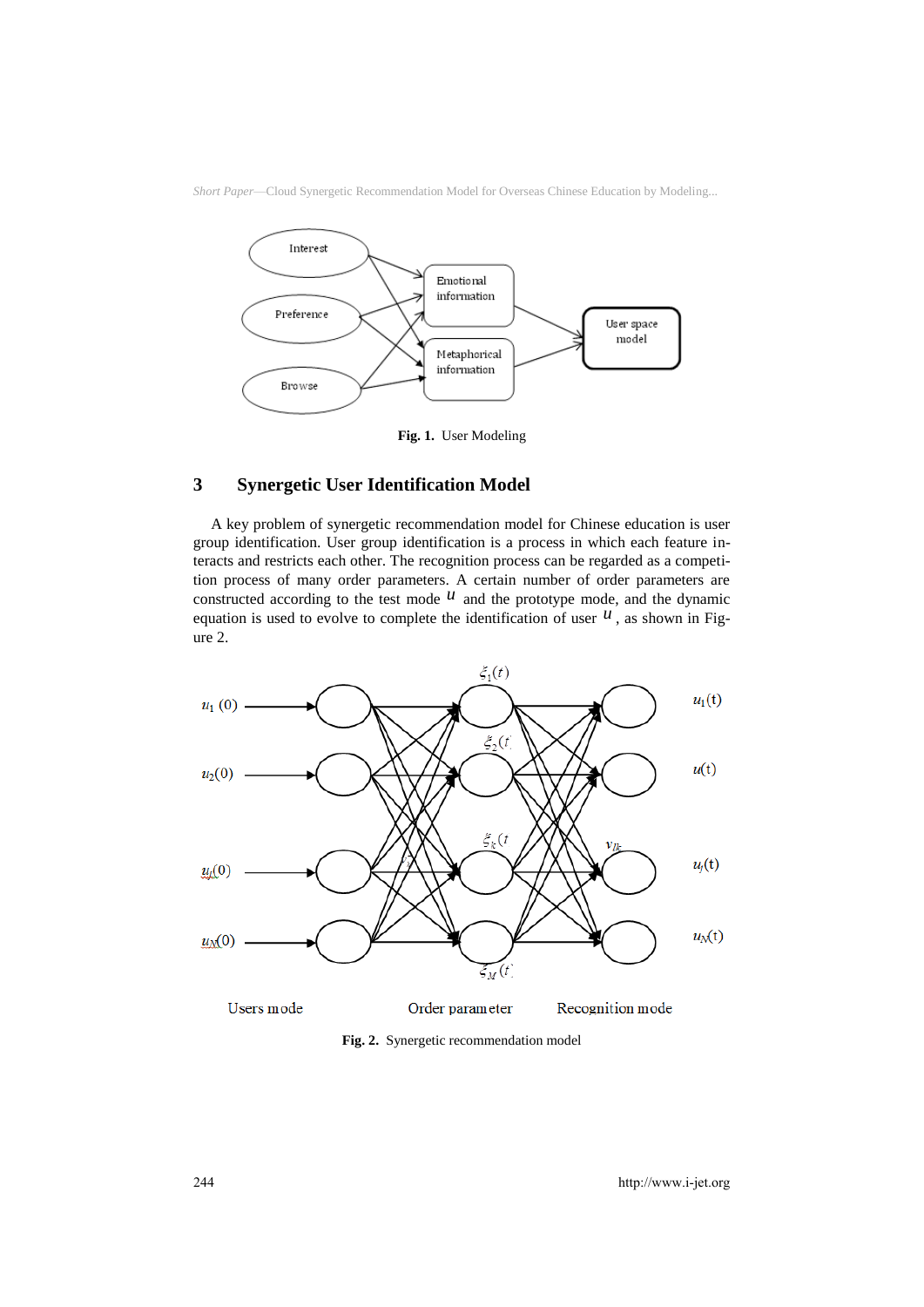Fig. 1. User Modeling

## 3 Synergetic User Identification Model

A key problem of synergetic recommendation model for Chinese education is user group identification. User group identification is a process in which each feature interacts and restricts each other. The recognition process can be regarded as a competition process of many order parameters. A certain number of order parameters are constructed according to the test mode $u$ and the prototype mode, and the dynamic equation is used to evolve to complete the identification of user $u$, as shown in Figure 2.

Fig. 2. Synergetic recommendation model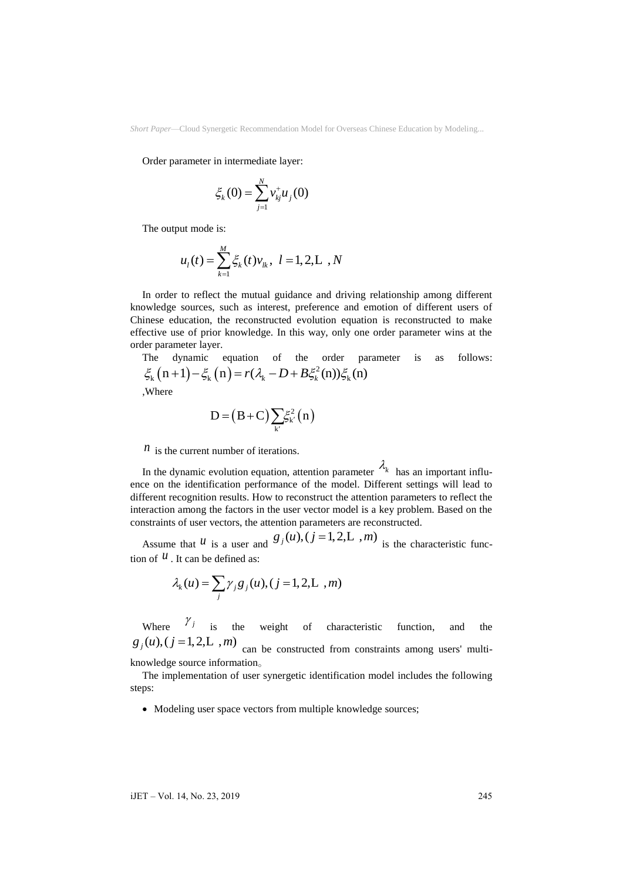Order parameter in intermediate layer:

$$\xi_k(0) = \sum_{j=1}^{N} v_{kj}^{+} u_j(0)$$

The output mode is:

$$u_l(t) = \sum_{k=1}^{M} \xi_k(t) v_{lk}, \ l = 1, 2, \ldots, N$$

In order to reflect the mutual guidance and driving relationship among different knowledge sources, such as interest, preference and emotion of different users of Chinese education, the reconstructed evolution equation is reconstructed to make effective use of prior knowledge. In this way, only one order parameter wins at the order parameter layer.

The dynamic equation of the order parameter is as follows: $\xi_k(n+1) - \xi_k(n) = r(\lambda_k - D + B\xi_k^2(n))\xi_k(n)$

,Where

$$D = (B + C)\sum_{k'} \xi_{k'}^2(n)$$

$n$ is the current number of iterations.

In the dynamic evolution equation, attention parameter $\lambda_k$ has an important influence on the identification performance of the model. Different settings will lead to different recognition results. How to reconstruct the attention parameters to reflect the interaction among the factors in the user vector model is a key problem. Based on the constraints of user vectors, the attention parameters are reconstructed.

Assume that $u$ is a user and $g_j(u), (j = 1, 2, \ldots, m)$ is the characteristic function of $u$. It can be defined as:

$$\lambda_k(u) = \sum_j \gamma_j g_j(u), (j = 1, 2, \ldots, m)$$

Where $\gamma_j$ is the weight of characteristic function, and the $g_j(u), (j = 1, 2, \ldots, m)$ can be constructed from constraints among users' multi-knowledge source information。

The implementation of user synergetic identification model includes the following steps:

- Modeling user space vectors from multiple knowledge sources;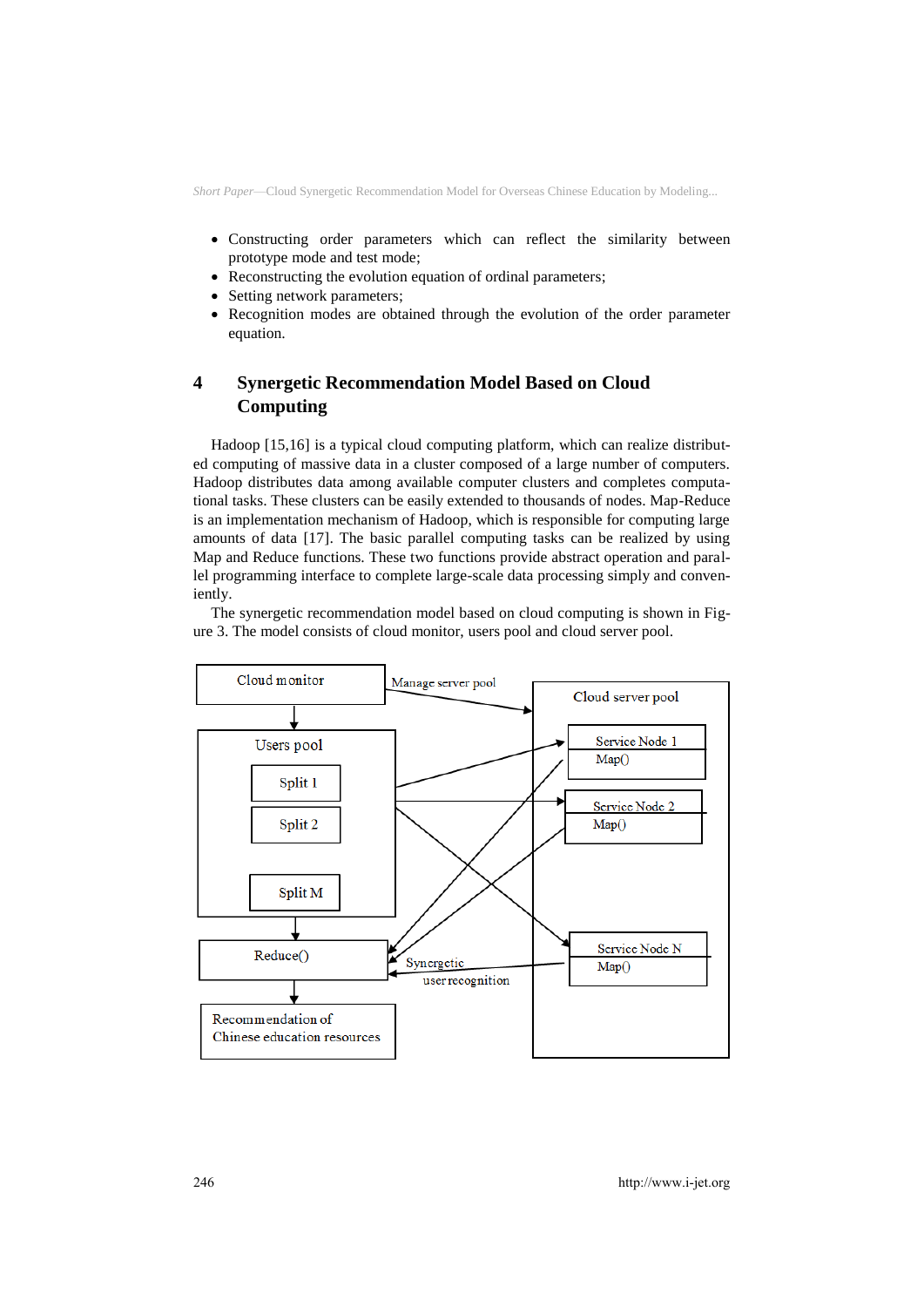- Constructing order parameters which can reflect the similarity between prototype mode and test mode;
- Reconstructing the evolution equation of ordinal parameters;
- Setting network parameters;
- Recognition modes are obtained through the evolution of the order parameter equation.

## 4 Synergetic Recommendation Model Based on Cloud Computing

Hadoop [15,16] is a typical cloud computing platform, which can realize distributed computing of massive data in a cluster composed of a large number of computers. Hadoop distributes data among available computer clusters and completes computational tasks. These clusters can be easily extended to thousands of nodes. Map-Reduce is an implementation mechanism of Hadoop, which is responsible for computing large amounts of data [17]. The basic parallel computing tasks can be realized by using Map and Reduce functions. These two functions provide abstract operation and parallel programming interface to complete large-scale data processing simply and conveniently.

The synergetic recommendation model based on cloud computing is shown in Figure 3. The model consists of cloud monitor, users pool and cloud server pool.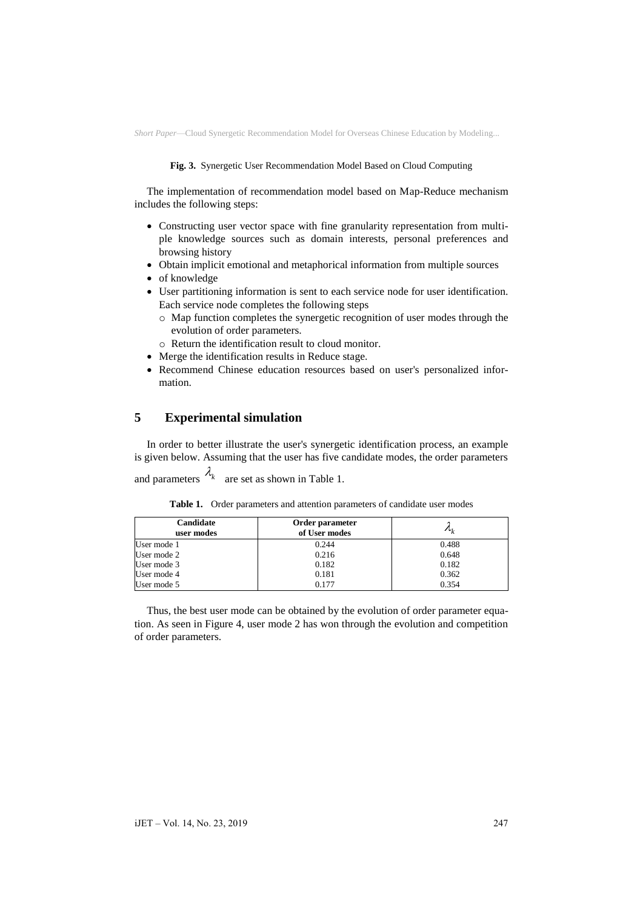**Fig. 3.** Synergetic User Recommendation Model Based on Cloud Computing

The implementation of recommendation model based on Map-Reduce mechanism includes the following steps:

- Constructing user vector space with fine granularity representation from multiple knowledge sources such as domain interests, personal preferences and browsing history
- Obtain implicit emotional and metaphorical information from multiple sources
- of knowledge
- User partitioning information is sent to each service node for user identification. Each service node completes the following steps
  - Map function completes the synergetic recognition of user modes through the evolution of order parameters.
  - Return the identification result to cloud monitor.
- Merge the identification results in Reduce stage.
- Recommend Chinese education resources based on user's personalized information.

## 5 Experimental simulation

In order to better illustrate the user's synergetic identification process, an example is given below. Assuming that the user has five candidate modes, the order parameters and parameters $\lambda_k$ are set as shown in Table 1.

**Table 1.** Order parameters and attention parameters of candidate user modes

| Candidate user modes | Order parameter of User modes | $\lambda_k$ |
|---|---|---|
| User mode 1 | 0.244 | 0.488 |
| User mode 2 | 0.216 | 0.648 |
| User mode 3 | 0.182 | 0.182 |
| User mode 4 | 0.181 | 0.362 |
| User mode 5 | 0.177 | 0.354 |

Thus, the best user mode can be obtained by the evolution of order parameter equation. As seen in Figure 4, user mode 2 has won through the evolution and competition of order parameters.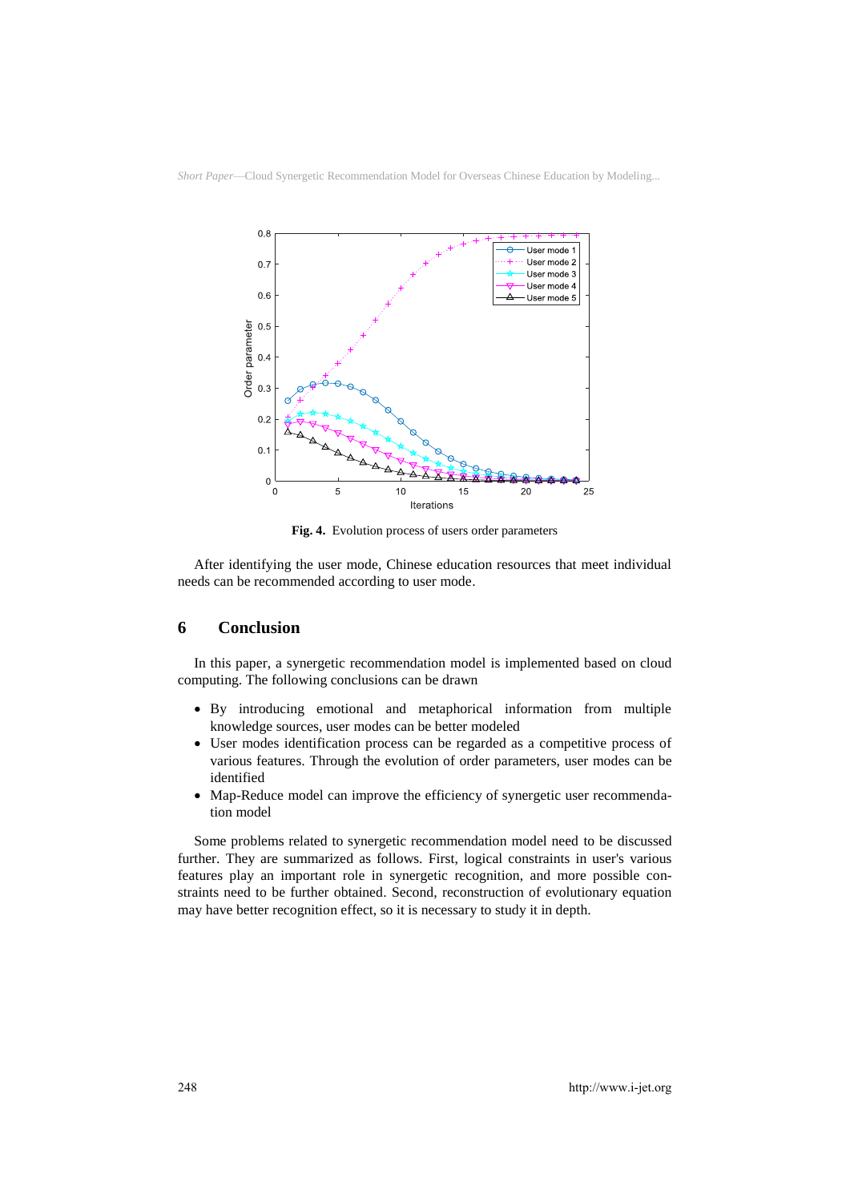**Fig. 4.** Evolution process of users order parameters

After identifying the user mode, Chinese education resources that meet individual needs can be recommended according to user mode.

## 6 Conclusion

In this paper, a synergetic recommendation model is implemented based on cloud computing. The following conclusions can be drawn

- By introducing emotional and metaphorical information from multiple knowledge sources, user modes can be better modeled
- User modes identification process can be regarded as a competitive process of various features. Through the evolution of order parameters, user modes can be identified
- Map-Reduce model can improve the efficiency of synergetic user recommendation model

Some problems related to synergetic recommendation model need to be discussed further. They are summarized as follows. First, logical constraints in user's various features play an important role in synergetic recognition, and more possible constraints need to be further obtained. Second, reconstruction of evolutionary equation may have better recognition effect, so it is necessary to study it in depth.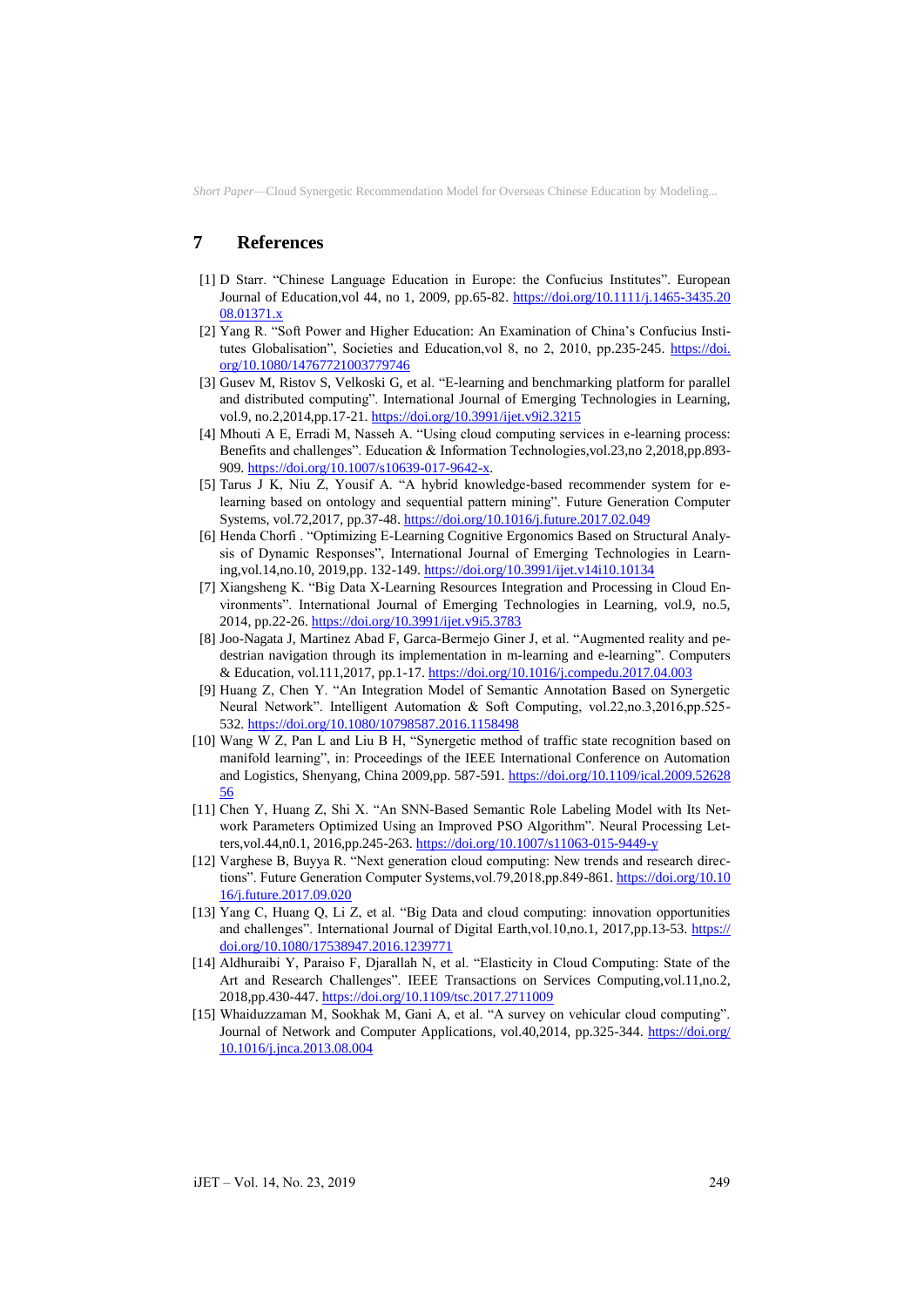## 7 References

[1] D Starr. “Chinese Language Education in Europe: the Confucius Institutes”. European Journal of Education,vol 44, no 1, 2009, pp.65-82. https://doi.org/10.1111/j.1465-3435.2008.01371.x

[2] Yang R. “Soft Power and Higher Education: An Examination of China’s Confucius Institutes Globalisation”, Societies and Education,vol 8, no 2, 2010, pp.235-245. https://doi.org/10.1080/14767721003779746

[3] Gusev M, Ristov S, Velkoski G, et al. “E-learning and benchmarking platform for parallel and distributed computing”. International Journal of Emerging Technologies in Learning, vol.9, no.2,2014,pp.17-21. https://doi.org/10.3991/ijet.v9i2.3215

[4] Mhouti A E, Erradi M, Nasseh A. “Using cloud computing services in e-learning process: Benefits and challenges”. Education & Information Technologies,vol.23,no 2,2018,pp.893-909. https://doi.org/10.1007/s10639-017-9642-x.

[5] Tarus J K, Niu Z, Yousif A. “A hybrid knowledge-based recommender system for e-learning based on ontology and sequential pattern mining”. Future Generation Computer Systems, vol.72,2017, pp.37-48. https://doi.org/10.1016/j.future.2017.02.049

[6] Henda Chorfi . “Optimizing E-Learning Cognitive Ergonomics Based on Structural Analysis of Dynamic Responses”, International Journal of Emerging Technologies in Learning,vol.14,no.10, 2019,pp. 132-149. https://doi.org/10.3991/ijet.v14i10.10134

[7] Xiangsheng K. “Big Data X-Learning Resources Integration and Processing in Cloud Environments”. International Journal of Emerging Technologies in Learning, vol.9, no.5, 2014, pp.22-26. https://doi.org/10.3991/ijet.v9i5.3783

[8] Joo-Nagata J, Martinez Abad F, Garca-Bermejo Giner J, et al. “Augmented reality and pedestrian navigation through its implementation in m-learning and e-learning”. Computers & Education, vol.111,2017, pp.1-17. https://doi.org/10.1016/j.compedu.2017.04.003

[9] Huang Z, Chen Y. “An Integration Model of Semantic Annotation Based on Synergetic Neural Network”. Intelligent Automation & Soft Computing, vol.22,no.3,2016,pp.525-532. https://doi.org/10.1080/10798587.2016.1158498

[10] Wang W Z, Pan L and Liu B H, “Synergetic method of traffic state recognition based on manifold learning”, in: Proceedings of the IEEE International Conference on Automation and Logistics, Shenyang, China 2009,pp. 587-591. https://doi.org/10.1109/ical.2009.5262856

[11] Chen Y, Huang Z, Shi X. “An SNN-Based Semantic Role Labeling Model with Its Network Parameters Optimized Using an Improved PSO Algorithm”. Neural Processing Letters,vol.44,n0.1, 2016,pp.245-263. https://doi.org/10.1007/s11063-015-9449-y

[12] Varghese B, Buyya R. “Next generation cloud computing: New trends and research directions”. Future Generation Computer Systems,vol.79,2018,pp.849-861. https://doi.org/10.1016/j.future.2017.09.020

[13] Yang C, Huang Q, Li Z, et al. “Big Data and cloud computing: innovation opportunities and challenges”. International Journal of Digital Earth,vol.10,no.1, 2017,pp.13-53. https://doi.org/10.1080/17538947.2016.1239771

[14] Aldhuraibi Y, Paraiso F, Djarallah N, et al. “Elasticity in Cloud Computing: State of the Art and Research Challenges”. IEEE Transactions on Services Computing,vol.11,no.2, 2018,pp.430-447. https://doi.org/10.1109/tsc.2017.2711009

[15] Whaiduzzaman M, Sookhak M, Gani A, et al. “A survey on vehicular cloud computing”. Journal of Network and Computer Applications, vol.40,2014, pp.325-344. https://doi.org/10.1016/j.jnca.2013.08.004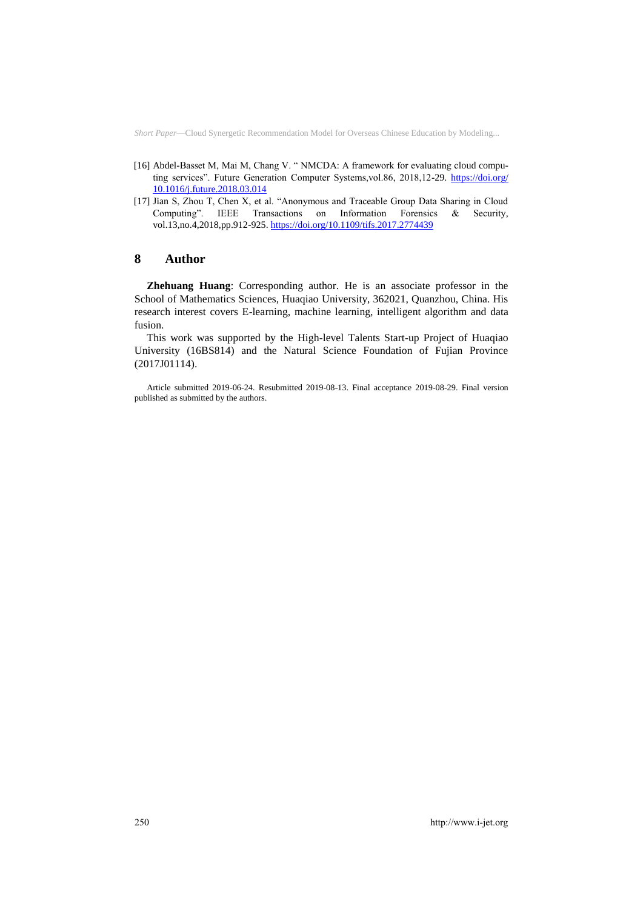[16] Abdel-Basset M, Mai M, Chang V. " NMCDA: A framework for evaluating cloud computing services". Future Generation Computer Systems,vol.86, 2018,12-29. https://doi.org/10.1016/j.future.2018.03.014

[17] Jian S, Zhou T, Chen X, et al. "Anonymous and Traceable Group Data Sharing in Cloud Computing". IEEE Transactions on Information Forensics & Security, vol.13,no.4,2018,pp.912-925. https://doi.org/10.1109/tifs.2017.2774439

## 8 Author

**Zhehuang Huang**: Corresponding author. He is an associate professor in the School of Mathematics Sciences, Huaqiao University, 362021, Quanzhou, China. His research interest covers E-learning, machine learning, intelligent algorithm and data fusion.

This work was supported by the High-level Talents Start-up Project of Huaqiao University (16BS814) and the Natural Science Foundation of Fujian Province (2017J01114).

Article submitted 2019-06-24. Resubmitted 2019-08-13. Final acceptance 2019-08-29. Final version published as submitted by the authors.